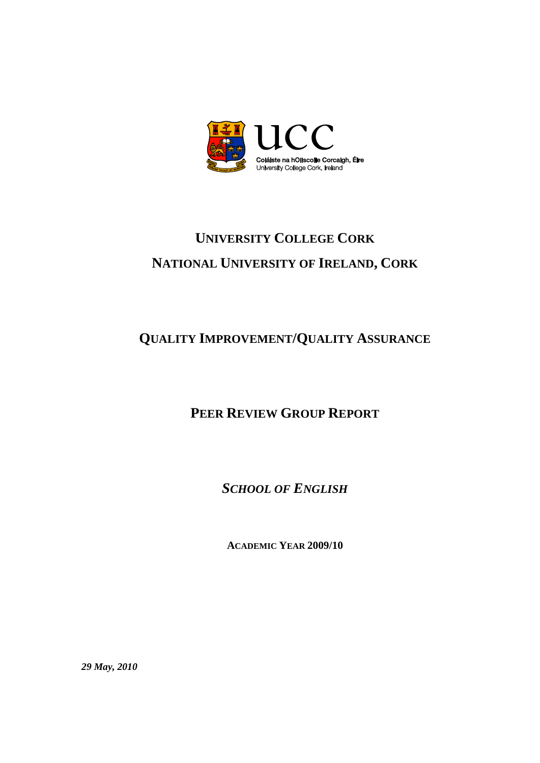UCC

Coláiste na hOllscoile Corcaigh, Éire
University College Cork, Ireland

# UNIVERSITY COLLEGE CORK
# NATIONAL UNIVERSITY OF IRELAND, CORK

## QUALITY IMPROVEMENT/QUALITY ASSURANCE

## PEER REVIEW GROUP REPORT

## *SCHOOL OF ENGLISH*

**ACADEMIC YEAR 2009/10**

***29 May, 2010***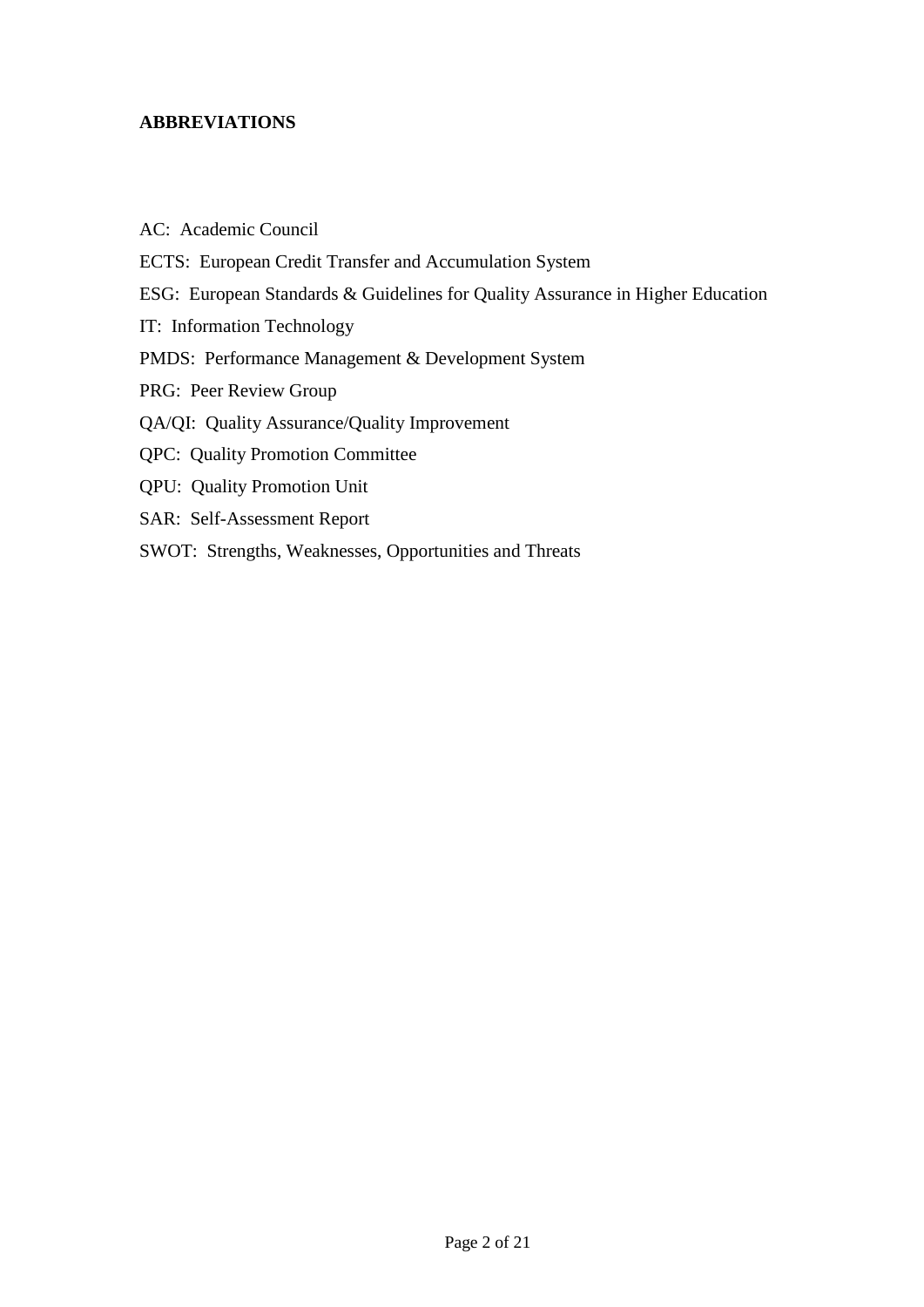## ABBREVIATIONS

AC: Academic Council

ECTS: European Credit Transfer and Accumulation System

ESG: European Standards & Guidelines for Quality Assurance in Higher Education

IT: Information Technology

PMDS: Performance Management & Development System

PRG: Peer Review Group

QA/QI: Quality Assurance/Quality Improvement

QPC: Quality Promotion Committee

QPU: Quality Promotion Unit

SAR: Self-Assessment Report

SWOT: Strengths, Weaknesses, Opportunities and Threats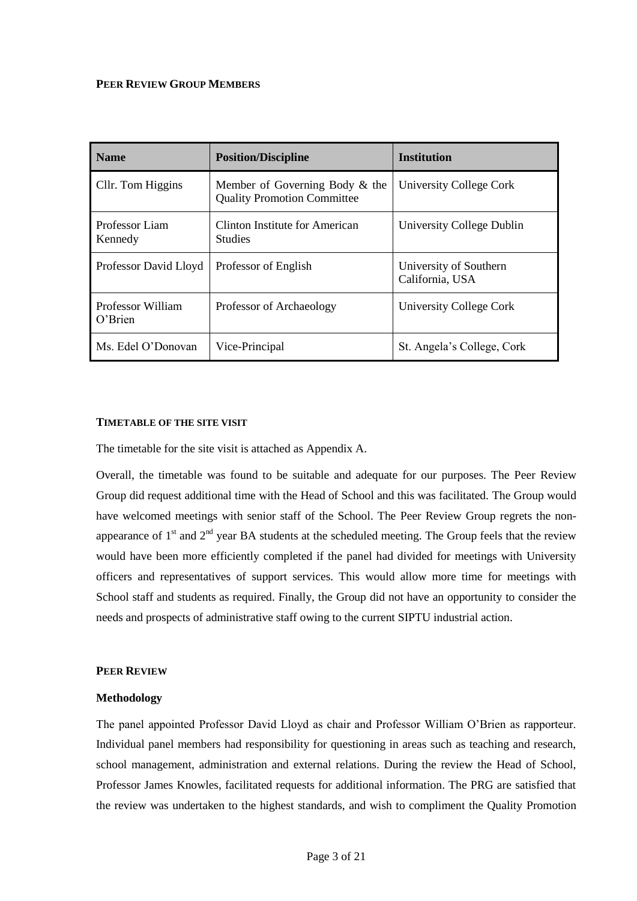**PEER REVIEW GROUP MEMBERS**

| Name | Position/Discipline | Institution |
|---|---|---|
| Cllr. Tom Higgins | Member of Governing Body & the Quality Promotion Committee | University College Cork |
| Professor Liam Kennedy | Clinton Institute for American Studies | University College Dublin |
| Professor David Lloyd | Professor of English | University of Southern California, USA |
| Professor William O'Brien | Professor of Archaeology | University College Cork |
| Ms. Edel O'Donovan | Vice-Principal | St. Angela's College, Cork |

**TIMETABLE OF THE SITE VISIT**

The timetable for the site visit is attached as Appendix A.

Overall, the timetable was found to be suitable and adequate for our purposes. The Peer Review Group did request additional time with the Head of School and this was facilitated. The Group would have welcomed meetings with senior staff of the School. The Peer Review Group regrets the non-appearance of 1st and 2nd year BA students at the scheduled meeting. The Group feels that the review would have been more efficiently completed if the panel had divided for meetings with University officers and representatives of support services. This would allow more time for meetings with School staff and students as required. Finally, the Group did not have an opportunity to consider the needs and prospects of administrative staff owing to the current SIPTU industrial action.

**PEER REVIEW**

**Methodology**

The panel appointed Professor David Lloyd as chair and Professor William O'Brien as rapporteur. Individual panel members had responsibility for questioning in areas such as teaching and research, school management, administration and external relations. During the review the Head of School, Professor James Knowles, facilitated requests for additional information. The PRG are satisfied that the review was undertaken to the highest standards, and wish to compliment the Quality Promotion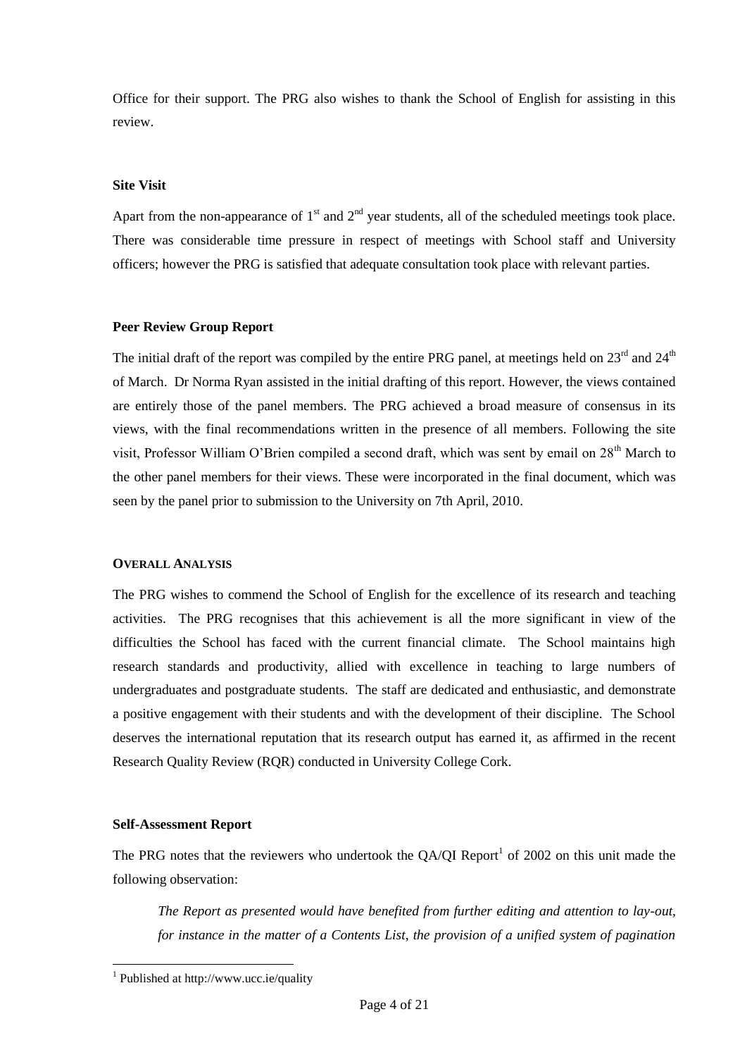Office for their support. The PRG also wishes to thank the School of English for assisting in this review.

**Site Visit**

Apart from the non-appearance of 1st and 2nd year students, all of the scheduled meetings took place. There was considerable time pressure in respect of meetings with School staff and University officers; however the PRG is satisfied that adequate consultation took place with relevant parties.

**Peer Review Group Report**

The initial draft of the report was compiled by the entire PRG panel, at meetings held on 23rd and 24th of March. Dr Norma Ryan assisted in the initial drafting of this report. However, the views contained are entirely those of the panel members. The PRG achieved a broad measure of consensus in its views, with the final recommendations written in the presence of all members. Following the site visit, Professor William O'Brien compiled a second draft, which was sent by email on 28th March to the other panel members for their views. These were incorporated in the final document, which was seen by the panel prior to submission to the University on 7th April, 2010.

## OVERALL ANALYSIS

The PRG wishes to commend the School of English for the excellence of its research and teaching activities. The PRG recognises that this achievement is all the more significant in view of the difficulties the School has faced with the current financial climate. The School maintains high research standards and productivity, allied with excellence in teaching to large numbers of undergraduates and postgraduate students. The staff are dedicated and enthusiastic, and demonstrate a positive engagement with their students and with the development of their discipline. The School deserves the international reputation that its research output has earned it, as affirmed in the recent Research Quality Review (RQR) conducted in University College Cork.

**Self-Assessment Report**

The PRG notes that the reviewers who undertook the QA/QI Report[1] of 2002 on this unit made the following observation:

> *The Report as presented would have benefited from further editing and attention to lay-out, for instance in the matter of a Contents List, the provision of a unified system of pagination*

[1] Published at http://www.ucc.ie/quality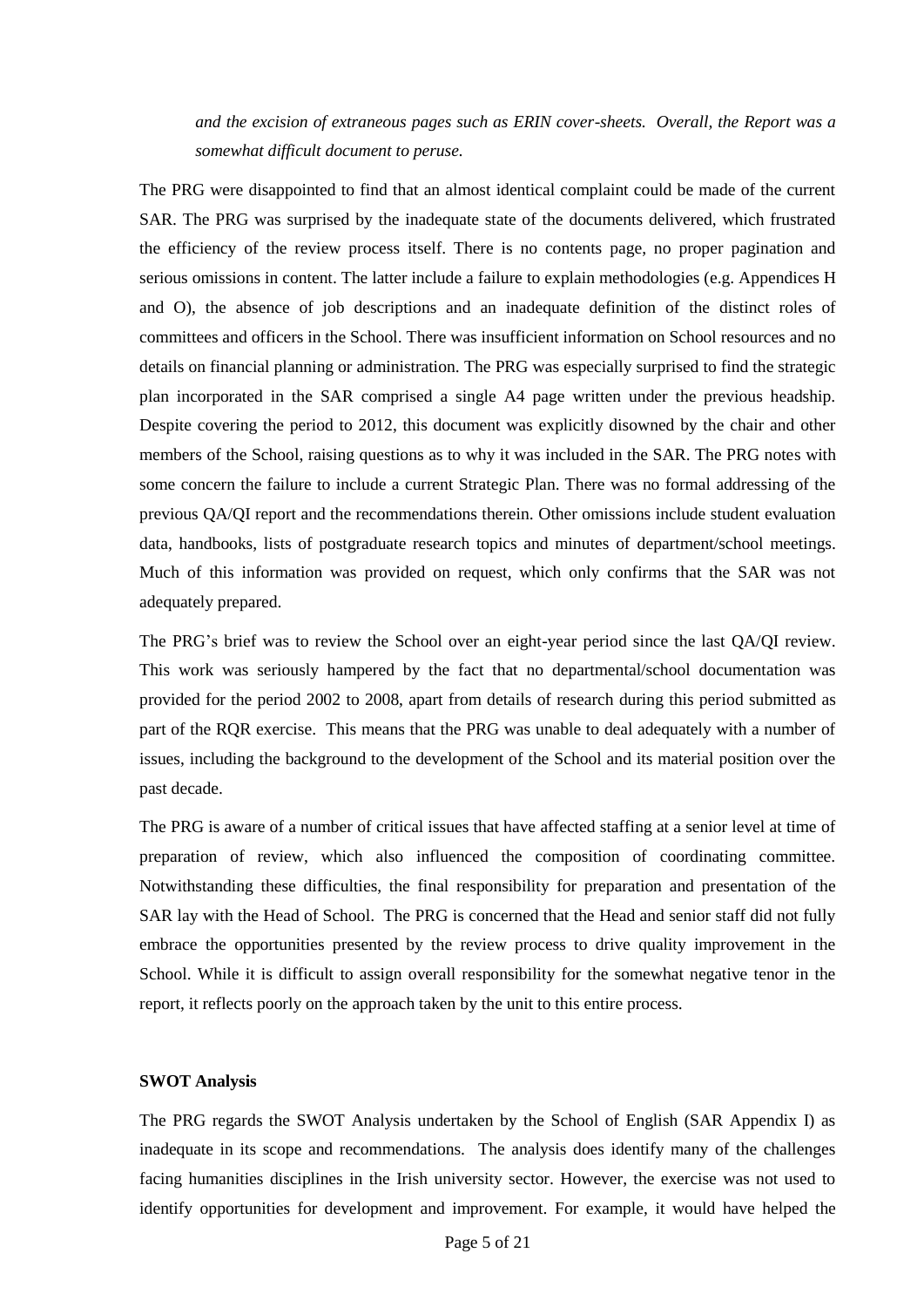> *and the excision of extraneous pages such as ERIN cover-sheets. Overall, the Report was a somewhat difficult document to peruse.*

The PRG were disappointed to find that an almost identical complaint could be made of the current SAR. The PRG was surprised by the inadequate state of the documents delivered, which frustrated the efficiency of the review process itself. There is no contents page, no proper pagination and serious omissions in content. The latter include a failure to explain methodologies (e.g. Appendices H and O), the absence of job descriptions and an inadequate definition of the distinct roles of committees and officers in the School. There was insufficient information on School resources and no details on financial planning or administration. The PRG was especially surprised to find the strategic plan incorporated in the SAR comprised a single A4 page written under the previous headship. Despite covering the period to 2012, this document was explicitly disowned by the chair and other members of the School, raising questions as to why it was included in the SAR. The PRG notes with some concern the failure to include a current Strategic Plan. There was no formal addressing of the previous QA/QI report and the recommendations therein. Other omissions include student evaluation data, handbooks, lists of postgraduate research topics and minutes of department/school meetings. Much of this information was provided on request, which only confirms that the SAR was not adequately prepared.

The PRG's brief was to review the School over an eight-year period since the last QA/QI review. This work was seriously hampered by the fact that no departmental/school documentation was provided for the period 2002 to 2008, apart from details of research during this period submitted as part of the RQR exercise. This means that the PRG was unable to deal adequately with a number of issues, including the background to the development of the School and its material position over the past decade.

The PRG is aware of a number of critical issues that have affected staffing at a senior level at time of preparation of review, which also influenced the composition of coordinating committee. Notwithstanding these difficulties, the final responsibility for preparation and presentation of the SAR lay with the Head of School. The PRG is concerned that the Head and senior staff did not fully embrace the opportunities presented by the review process to drive quality improvement in the School. While it is difficult to assign overall responsibility for the somewhat negative tenor in the report, it reflects poorly on the approach taken by the unit to this entire process.

**SWOT Analysis**

The PRG regards the SWOT Analysis undertaken by the School of English (SAR Appendix I) as inadequate in its scope and recommendations. The analysis does identify many of the challenges facing humanities disciplines in the Irish university sector. However, the exercise was not used to identify opportunities for development and improvement. For example, it would have helped the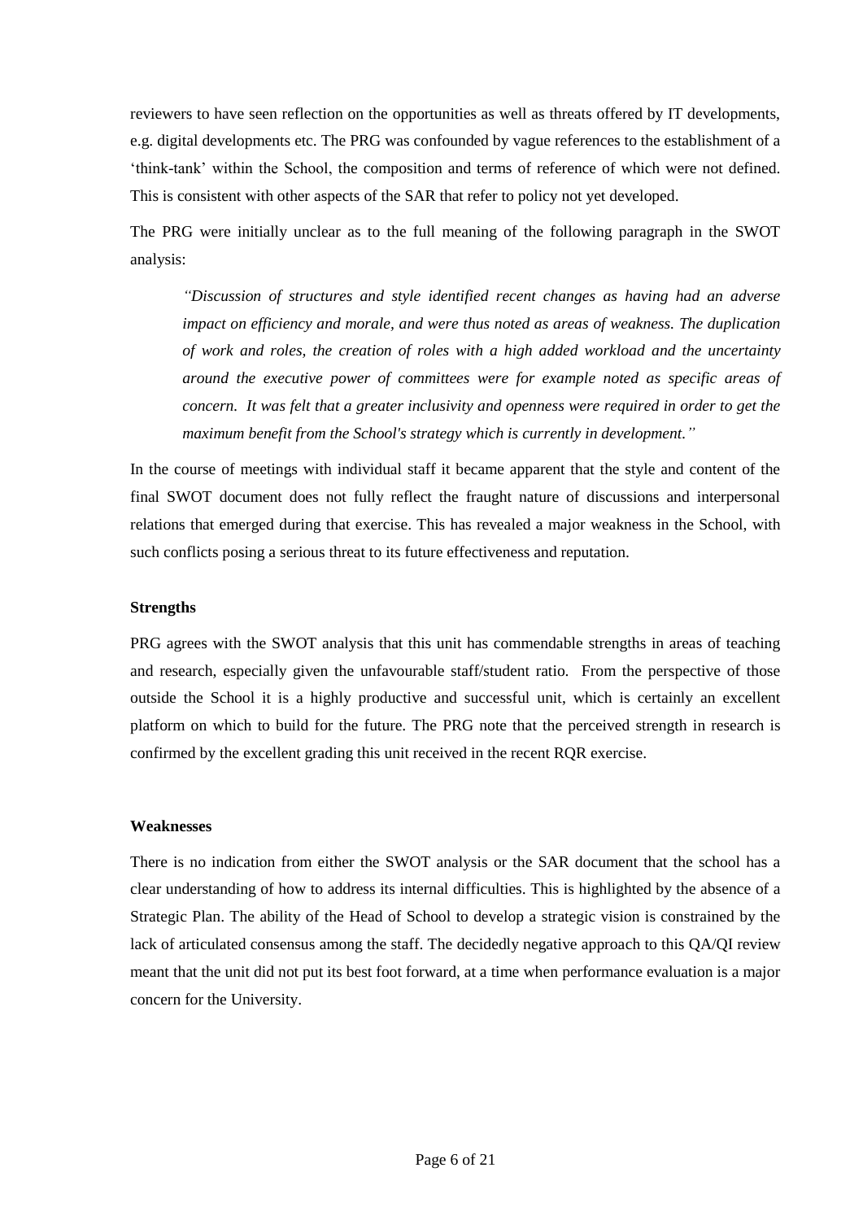reviewers to have seen reflection on the opportunities as well as threats offered by IT developments, e.g. digital developments etc. The PRG was confounded by vague references to the establishment of a 'think-tank' within the School, the composition and terms of reference of which were not defined. This is consistent with other aspects of the SAR that refer to policy not yet developed.

The PRG were initially unclear as to the full meaning of the following paragraph in the SWOT analysis:

> *"Discussion of structures and style identified recent changes as having had an adverse impact on efficiency and morale, and were thus noted as areas of weakness. The duplication of work and roles, the creation of roles with a high added workload and the uncertainty around the executive power of committees were for example noted as specific areas of concern. It was felt that a greater inclusivity and openness were required in order to get the maximum benefit from the School's strategy which is currently in development."*

In the course of meetings with individual staff it became apparent that the style and content of the final SWOT document does not fully reflect the fraught nature of discussions and interpersonal relations that emerged during that exercise. This has revealed a major weakness in the School, with such conflicts posing a serious threat to its future effectiveness and reputation.

**Strengths**

PRG agrees with the SWOT analysis that this unit has commendable strengths in areas of teaching and research, especially given the unfavourable staff/student ratio. From the perspective of those outside the School it is a highly productive and successful unit, which is certainly an excellent platform on which to build for the future. The PRG note that the perceived strength in research is confirmed by the excellent grading this unit received in the recent RQR exercise.

**Weaknesses**

There is no indication from either the SWOT analysis or the SAR document that the school has a clear understanding of how to address its internal difficulties. This is highlighted by the absence of a Strategic Plan. The ability of the Head of School to develop a strategic vision is constrained by the lack of articulated consensus among the staff. The decidedly negative approach to this QA/QI review meant that the unit did not put its best foot forward, at a time when performance evaluation is a major concern for the University.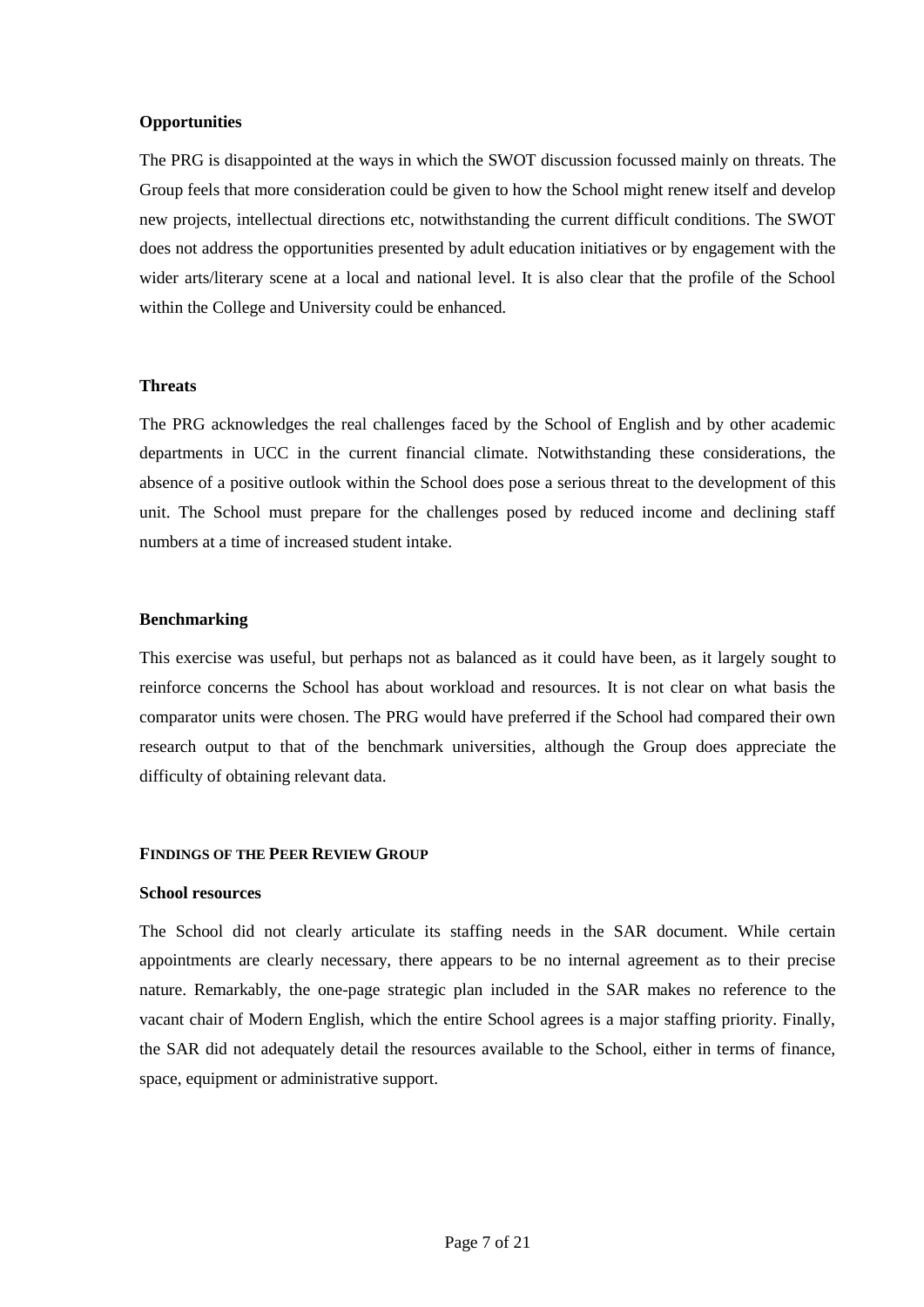**Opportunities**

The PRG is disappointed at the ways in which the SWOT discussion focussed mainly on threats. The Group feels that more consideration could be given to how the School might renew itself and develop new projects, intellectual directions etc, notwithstanding the current difficult conditions. The SWOT does not address the opportunities presented by adult education initiatives or by engagement with the wider arts/literary scene at a local and national level. It is also clear that the profile of the School within the College and University could be enhanced.

**Threats**

The PRG acknowledges the real challenges faced by the School of English and by other academic departments in UCC in the current financial climate. Notwithstanding these considerations, the absence of a positive outlook within the School does pose a serious threat to the development of this unit. The School must prepare for the challenges posed by reduced income and declining staff numbers at a time of increased student intake.

**Benchmarking**

This exercise was useful, but perhaps not as balanced as it could have been, as it largely sought to reinforce concerns the School has about workload and resources. It is not clear on what basis the comparator units were chosen. The PRG would have preferred if the School had compared their own research output to that of the benchmark universities, although the Group does appreciate the difficulty of obtaining relevant data.

## FINDINGS OF THE PEER REVIEW GROUP

**School resources**

The School did not clearly articulate its staffing needs in the SAR document. While certain appointments are clearly necessary, there appears to be no internal agreement as to their precise nature. Remarkably, the one-page strategic plan included in the SAR makes no reference to the vacant chair of Modern English, which the entire School agrees is a major staffing priority. Finally, the SAR did not adequately detail the resources available to the School, either in terms of finance, space, equipment or administrative support.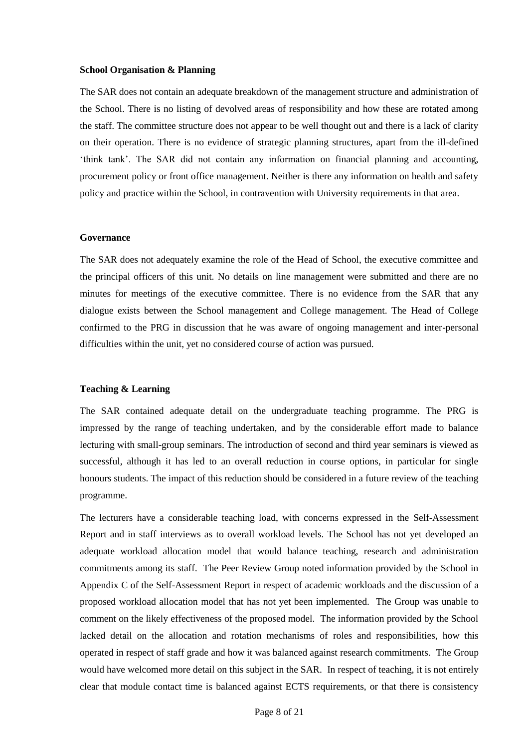**School Organisation & Planning**

The SAR does not contain an adequate breakdown of the management structure and administration of the School. There is no listing of devolved areas of responsibility and how these are rotated among the staff. The committee structure does not appear to be well thought out and there is a lack of clarity on their operation. There is no evidence of strategic planning structures, apart from the ill-defined 'think tank'. The SAR did not contain any information on financial planning and accounting, procurement policy or front office management. Neither is there any information on health and safety policy and practice within the School, in contravention with University requirements in that area.

**Governance**

The SAR does not adequately examine the role of the Head of School, the executive committee and the principal officers of this unit. No details on line management were submitted and there are no minutes for meetings of the executive committee. There is no evidence from the SAR that any dialogue exists between the School management and College management. The Head of College confirmed to the PRG in discussion that he was aware of ongoing management and inter-personal difficulties within the unit, yet no considered course of action was pursued.

**Teaching & Learning**

The SAR contained adequate detail on the undergraduate teaching programme. The PRG is impressed by the range of teaching undertaken, and by the considerable effort made to balance lecturing with small-group seminars. The introduction of second and third year seminars is viewed as successful, although it has led to an overall reduction in course options, in particular for single honours students. The impact of this reduction should be considered in a future review of the teaching programme.

The lecturers have a considerable teaching load, with concerns expressed in the Self-Assessment Report and in staff interviews as to overall workload levels. The School has not yet developed an adequate workload allocation model that would balance teaching, research and administration commitments among its staff. The Peer Review Group noted information provided by the School in Appendix C of the Self-Assessment Report in respect of academic workloads and the discussion of a proposed workload allocation model that has not yet been implemented. The Group was unable to comment on the likely effectiveness of the proposed model. The information provided by the School lacked detail on the allocation and rotation mechanisms of roles and responsibilities, how this operated in respect of staff grade and how it was balanced against research commitments. The Group would have welcomed more detail on this subject in the SAR. In respect of teaching, it is not entirely clear that module contact time is balanced against ECTS requirements, or that there is consistency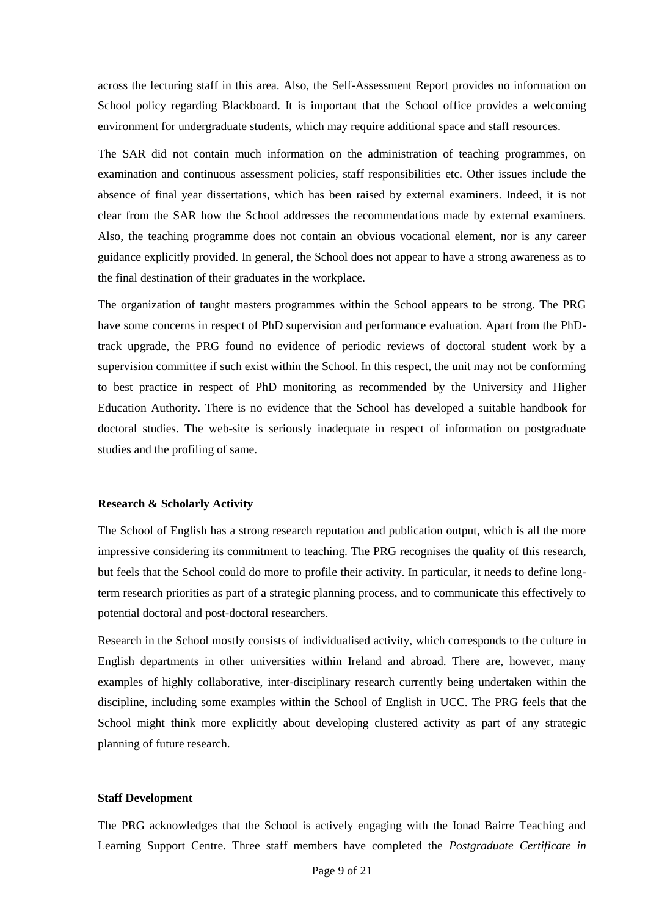across the lecturing staff in this area. Also, the Self-Assessment Report provides no information on School policy regarding Blackboard. It is important that the School office provides a welcoming environment for undergraduate students, which may require additional space and staff resources.

The SAR did not contain much information on the administration of teaching programmes, on examination and continuous assessment policies, staff responsibilities etc. Other issues include the absence of final year dissertations, which has been raised by external examiners. Indeed, it is not clear from the SAR how the School addresses the recommendations made by external examiners. Also, the teaching programme does not contain an obvious vocational element, nor is any career guidance explicitly provided. In general, the School does not appear to have a strong awareness as to the final destination of their graduates in the workplace.

The organization of taught masters programmes within the School appears to be strong. The PRG have some concerns in respect of PhD supervision and performance evaluation. Apart from the PhD-track upgrade, the PRG found no evidence of periodic reviews of doctoral student work by a supervision committee if such exist within the School. In this respect, the unit may not be conforming to best practice in respect of PhD monitoring as recommended by the University and Higher Education Authority. There is no evidence that the School has developed a suitable handbook for doctoral studies. The web-site is seriously inadequate in respect of information on postgraduate studies and the profiling of same.

**Research & Scholarly Activity**

The School of English has a strong research reputation and publication output, which is all the more impressive considering its commitment to teaching. The PRG recognises the quality of this research, but feels that the School could do more to profile their activity. In particular, it needs to define long-term research priorities as part of a strategic planning process, and to communicate this effectively to potential doctoral and post-doctoral researchers.

Research in the School mostly consists of individualised activity, which corresponds to the culture in English departments in other universities within Ireland and abroad. There are, however, many examples of highly collaborative, inter-disciplinary research currently being undertaken within the discipline, including some examples within the School of English in UCC. The PRG feels that the School might think more explicitly about developing clustered activity as part of any strategic planning of future research.

**Staff Development**

The PRG acknowledges that the School is actively engaging with the Ionad Bairre Teaching and Learning Support Centre. Three staff members have completed the *Postgraduate Certificate in*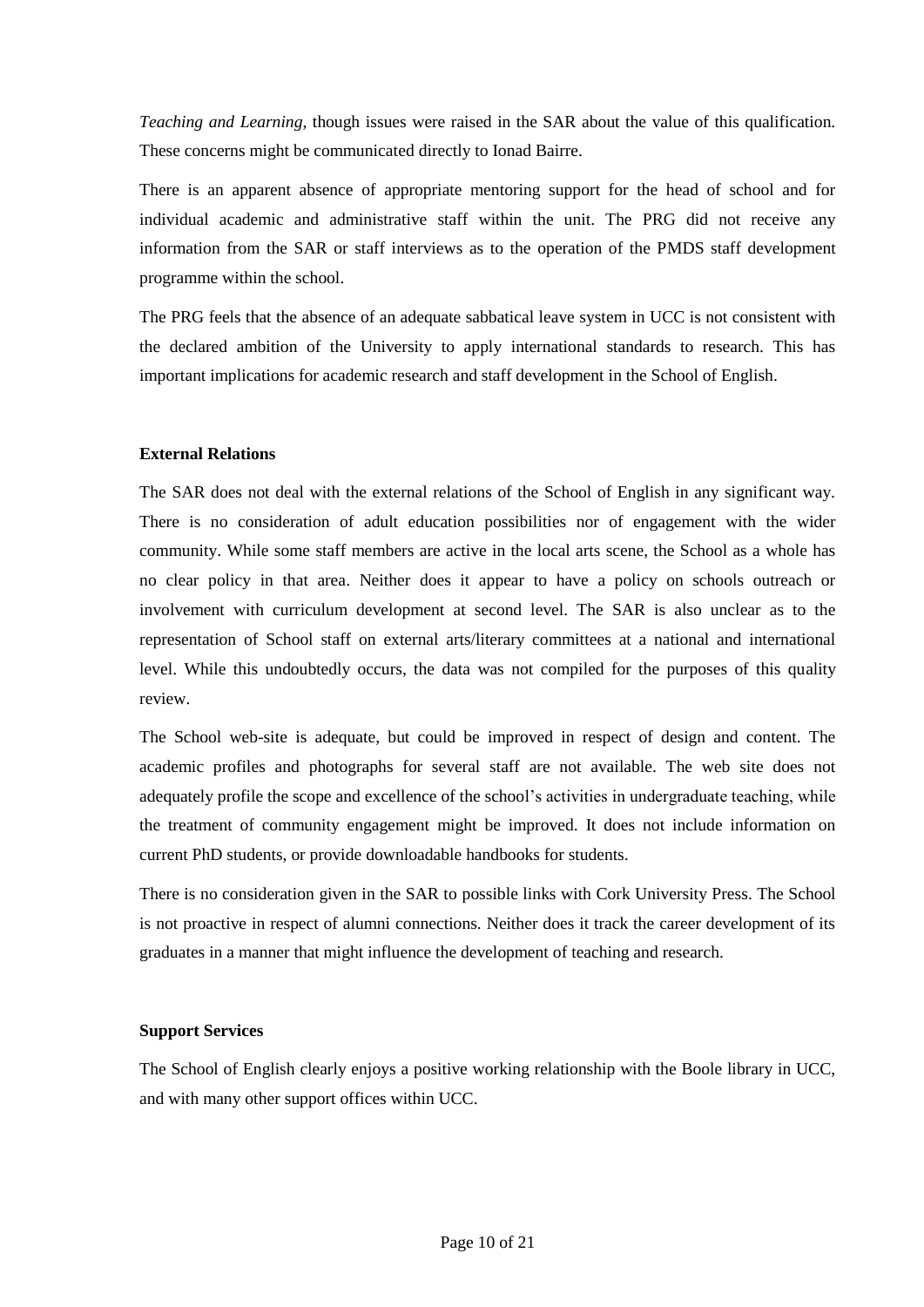*Teaching and Learning*, though issues were raised in the SAR about the value of this qualification. These concerns might be communicated directly to Ionad Bairre.

There is an apparent absence of appropriate mentoring support for the head of school and for individual academic and administrative staff within the unit. The PRG did not receive any information from the SAR or staff interviews as to the operation of the PMDS staff development programme within the school.

The PRG feels that the absence of an adequate sabbatical leave system in UCC is not consistent with the declared ambition of the University to apply international standards to research. This has important implications for academic research and staff development in the School of English.

**External Relations**

The SAR does not deal with the external relations of the School of English in any significant way. There is no consideration of adult education possibilities nor of engagement with the wider community. While some staff members are active in the local arts scene, the School as a whole has no clear policy in that area. Neither does it appear to have a policy on schools outreach or involvement with curriculum development at second level. The SAR is also unclear as to the representation of School staff on external arts/literary committees at a national and international level. While this undoubtedly occurs, the data was not compiled for the purposes of this quality review.

The School web-site is adequate, but could be improved in respect of design and content. The academic profiles and photographs for several staff are not available. The web site does not adequately profile the scope and excellence of the school's activities in undergraduate teaching, while the treatment of community engagement might be improved. It does not include information on current PhD students, or provide downloadable handbooks for students.

There is no consideration given in the SAR to possible links with Cork University Press. The School is not proactive in respect of alumni connections. Neither does it track the career development of its graduates in a manner that might influence the development of teaching and research.

**Support Services**

The School of English clearly enjoys a positive working relationship with the Boole library in UCC, and with many other support offices within UCC.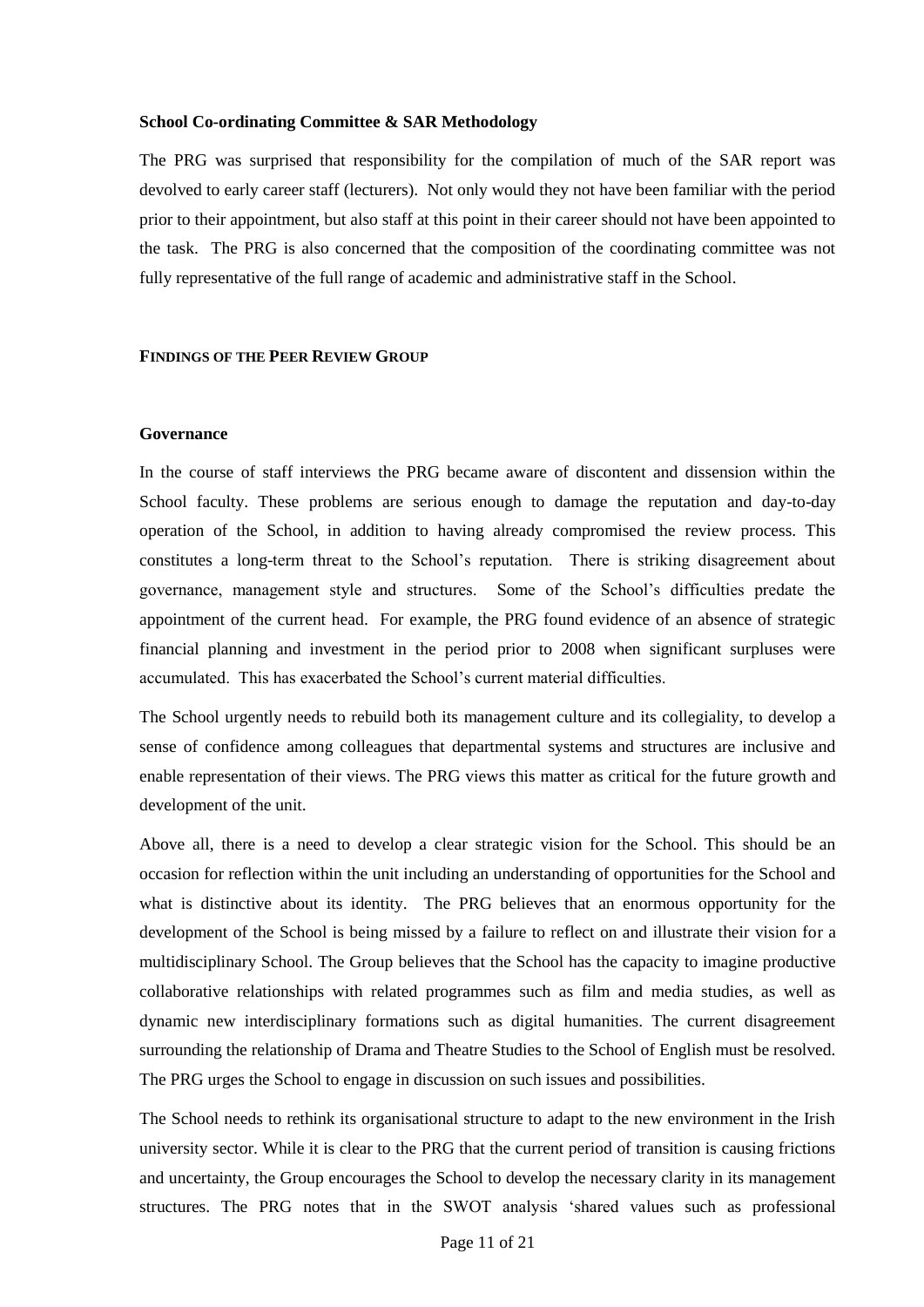**School Co-ordinating Committee & SAR Methodology**

The PRG was surprised that responsibility for the compilation of much of the SAR report was devolved to early career staff (lecturers). Not only would they not have been familiar with the period prior to their appointment, but also staff at this point in their career should not have been appointed to the task. The PRG is also concerned that the composition of the coordinating committee was not fully representative of the full range of academic and administrative staff in the School.

## FINDINGS OF THE PEER REVIEW GROUP

**Governance**

In the course of staff interviews the PRG became aware of discontent and dissension within the School faculty. These problems are serious enough to damage the reputation and day-to-day operation of the School, in addition to having already compromised the review process. This constitutes a long-term threat to the School's reputation. There is striking disagreement about governance, management style and structures. Some of the School's difficulties predate the appointment of the current head. For example, the PRG found evidence of an absence of strategic financial planning and investment in the period prior to 2008 when significant surpluses were accumulated. This has exacerbated the School's current material difficulties.

The School urgently needs to rebuild both its management culture and its collegiality, to develop a sense of confidence among colleagues that departmental systems and structures are inclusive and enable representation of their views. The PRG views this matter as critical for the future growth and development of the unit.

Above all, there is a need to develop a clear strategic vision for the School. This should be an occasion for reflection within the unit including an understanding of opportunities for the School and what is distinctive about its identity. The PRG believes that an enormous opportunity for the development of the School is being missed by a failure to reflect on and illustrate their vision for a multidisciplinary School. The Group believes that the School has the capacity to imagine productive collaborative relationships with related programmes such as film and media studies, as well as dynamic new interdisciplinary formations such as digital humanities. The current disagreement surrounding the relationship of Drama and Theatre Studies to the School of English must be resolved. The PRG urges the School to engage in discussion on such issues and possibilities.

The School needs to rethink its organisational structure to adapt to the new environment in the Irish university sector. While it is clear to the PRG that the current period of transition is causing frictions and uncertainty, the Group encourages the School to develop the necessary clarity in its management structures. The PRG notes that in the SWOT analysis 'shared values such as professional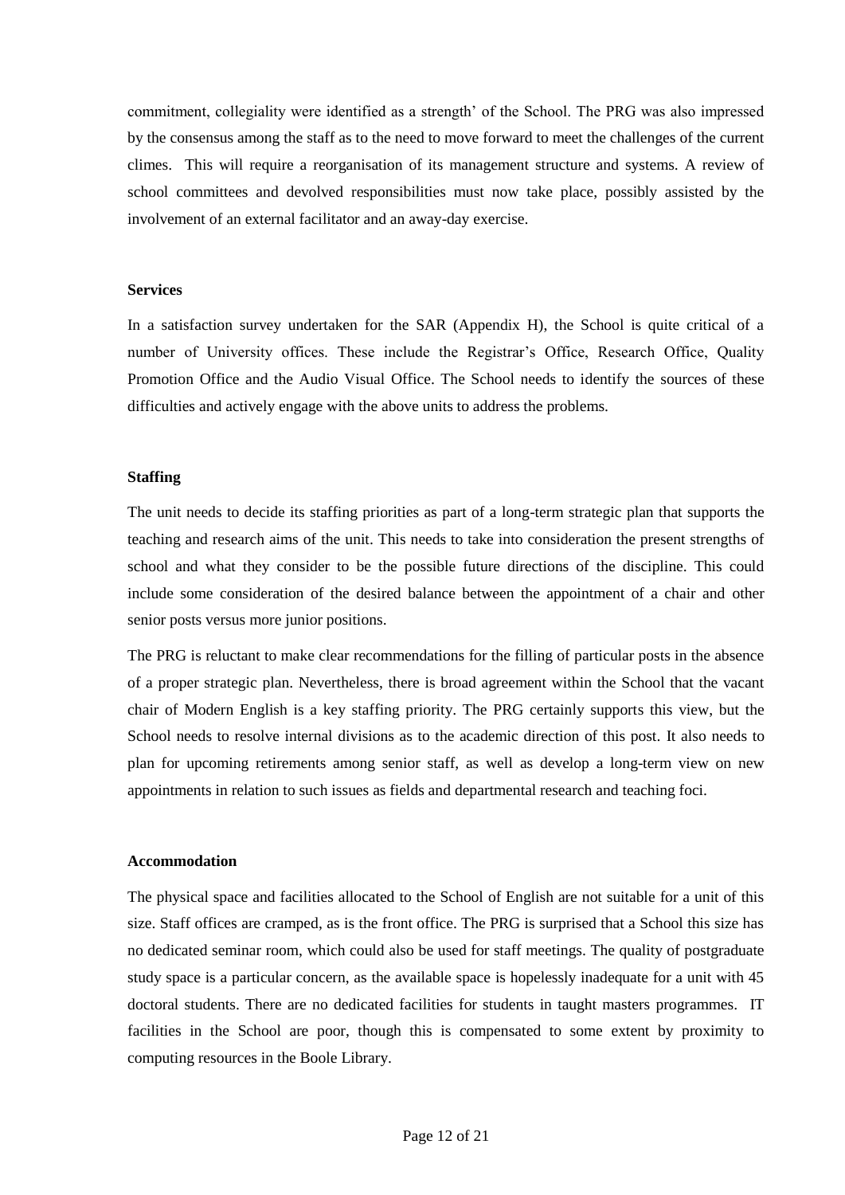commitment, collegiality were identified as a strength' of the School. The PRG was also impressed by the consensus among the staff as to the need to move forward to meet the challenges of the current climes. This will require a reorganisation of its management structure and systems. A review of school committees and devolved responsibilities must now take place, possibly assisted by the involvement of an external facilitator and an away-day exercise.

**Services**

In a satisfaction survey undertaken for the SAR (Appendix H), the School is quite critical of a number of University offices. These include the Registrar's Office, Research Office, Quality Promotion Office and the Audio Visual Office. The School needs to identify the sources of these difficulties and actively engage with the above units to address the problems.

**Staffing**

The unit needs to decide its staffing priorities as part of a long-term strategic plan that supports the teaching and research aims of the unit. This needs to take into consideration the present strengths of school and what they consider to be the possible future directions of the discipline. This could include some consideration of the desired balance between the appointment of a chair and other senior posts versus more junior positions.

The PRG is reluctant to make clear recommendations for the filling of particular posts in the absence of a proper strategic plan. Nevertheless, there is broad agreement within the School that the vacant chair of Modern English is a key staffing priority. The PRG certainly supports this view, but the School needs to resolve internal divisions as to the academic direction of this post. It also needs to plan for upcoming retirements among senior staff, as well as develop a long-term view on new appointments in relation to such issues as fields and departmental research and teaching foci.

**Accommodation**

The physical space and facilities allocated to the School of English are not suitable for a unit of this size. Staff offices are cramped, as is the front office. The PRG is surprised that a School this size has no dedicated seminar room, which could also be used for staff meetings. The quality of postgraduate study space is a particular concern, as the available space is hopelessly inadequate for a unit with 45 doctoral students. There are no dedicated facilities for students in taught masters programmes. IT facilities in the School are poor, though this is compensated to some extent by proximity to computing resources in the Boole Library.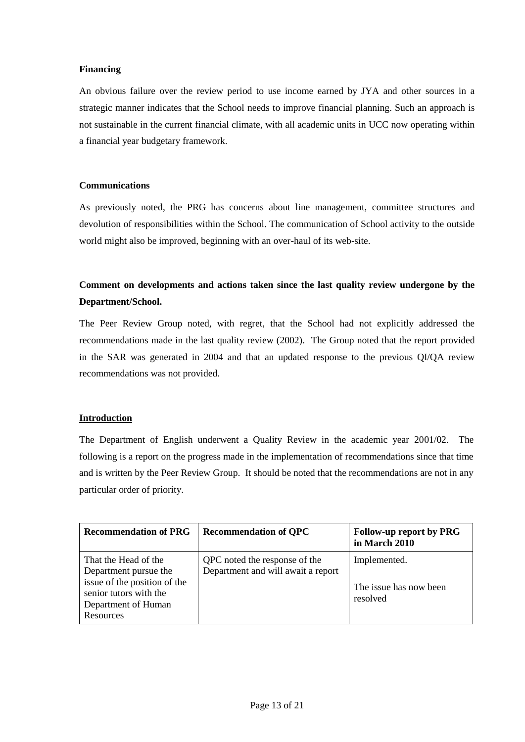**Financing**

An obvious failure over the review period to use income earned by JYA and other sources in a strategic manner indicates that the School needs to improve financial planning. Such an approach is not sustainable in the current financial climate, with all academic units in UCC now operating within a financial year budgetary framework.

**Communications**

As previously noted, the PRG has concerns about line management, committee structures and devolution of responsibilities within the School. The communication of School activity to the outside world might also be improved, beginning with an over-haul of its web-site.

**Comment on developments and actions taken since the last quality review undergone by the Department/School.**

The Peer Review Group noted, with regret, that the School had not explicitly addressed the recommendations made in the last quality review (2002). The Group noted that the report provided in the SAR was generated in 2004 and that an updated response to the previous QI/QA review recommendations was not provided.

**Introduction**

The Department of English underwent a Quality Review in the academic year 2001/02. The following is a report on the progress made in the implementation of recommendations since that time and is written by the Peer Review Group. It should be noted that the recommendations are not in any particular order of priority.

| Recommendation of PRG | Recommendation of QPC | Follow-up report by PRG in March 2010 |
|---|---|---|
| That the Head of the Department pursue the issue of the position of the senior tutors with the Department of Human Resources | QPC noted the response of the Department and will await a report | Implemented.<br><br>The issue has now been resolved |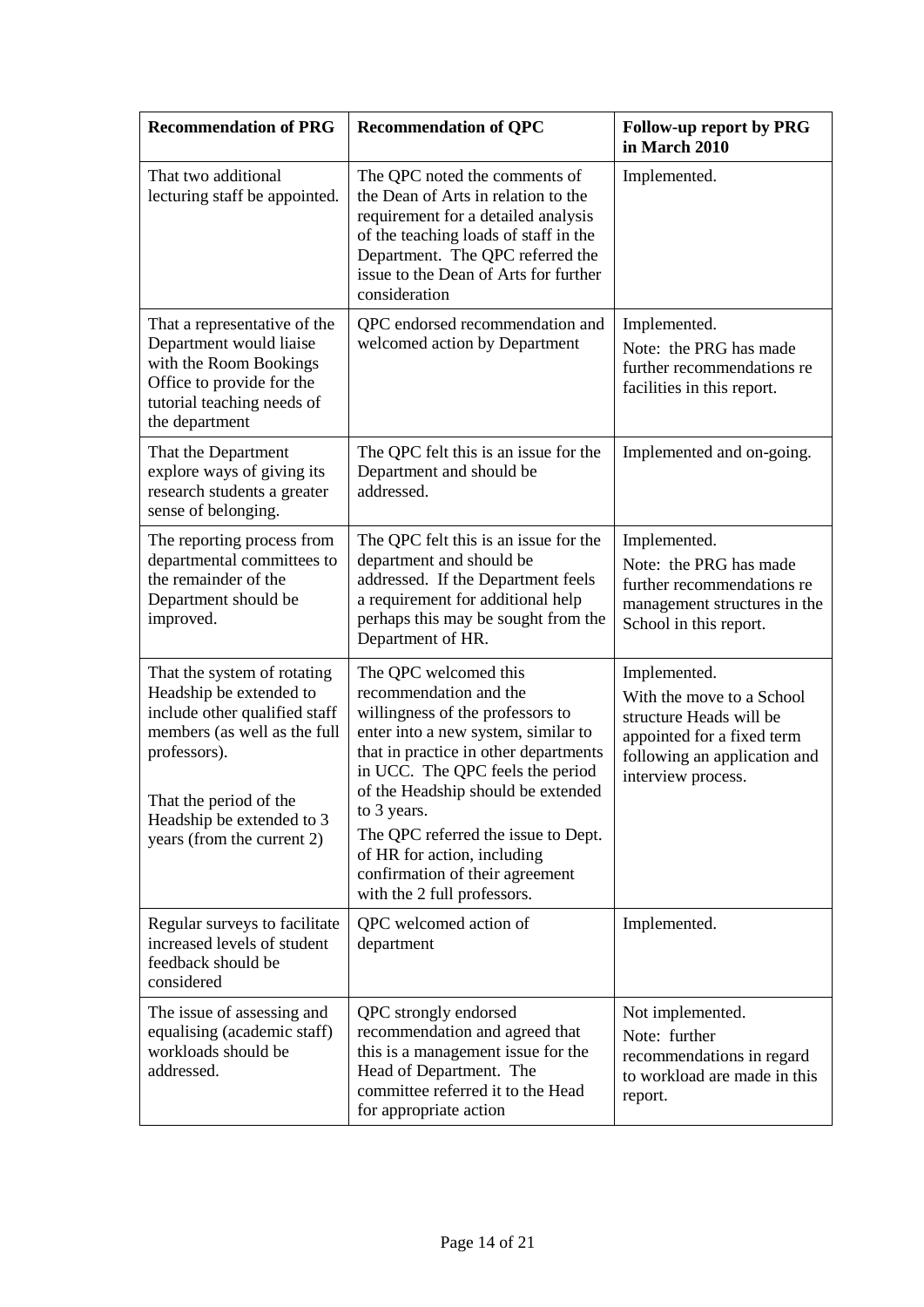| Recommendation of PRG | Recommendation of QPC | Follow-up report by PRG in March 2010 |
|---|---|---|
| That two additional lecturing staff be appointed. | The QPC noted the comments of the Dean of Arts in relation to the requirement for a detailed analysis of the teaching loads of staff in the Department. The QPC referred the issue to the Dean of Arts for further consideration | Implemented. |
| That a representative of the Department would liaise with the Room Bookings Office to provide for the tutorial teaching needs of the department | QPC endorsed recommendation and welcomed action by Department | Implemented.<br>Note: the PRG has made further recommendations re facilities in this report. |
| That the Department explore ways of giving its research students a greater sense of belonging. | The QPC felt this is an issue for the Department and should be addressed. | Implemented and on-going. |
| The reporting process from departmental committees to the remainder of the Department should be improved. | The QPC felt this is an issue for the department and should be addressed. If the Department feels a requirement for additional help perhaps this may be sought from the Department of HR. | Implemented.<br>Note: the PRG has made further recommendations re management structures in the School in this report. |
| That the system of rotating Headship be extended to include other qualified staff members (as well as the full professors).<br><br>That the period of the Headship be extended to 3 years (from the current 2) | The QPC welcomed this recommendation and the willingness of the professors to enter into a new system, similar to that in practice in other departments in UCC. The QPC feels the period of the Headship should be extended to 3 years.<br>The QPC referred the issue to Dept. of HR for action, including confirmation of their agreement with the 2 full professors. | Implemented.<br>With the move to a School structure Heads will be appointed for a fixed term following an application and interview process. |
| Regular surveys to facilitate increased levels of student feedback should be considered | QPC welcomed action of department | Implemented. |
| The issue of assessing and equalising (academic staff) workloads should be addressed. | QPC strongly endorsed recommendation and agreed that this is a management issue for the Head of Department. The committee referred it to the Head for appropriate action | Not implemented.<br>Note: further recommendations in regard to workload are made in this report. |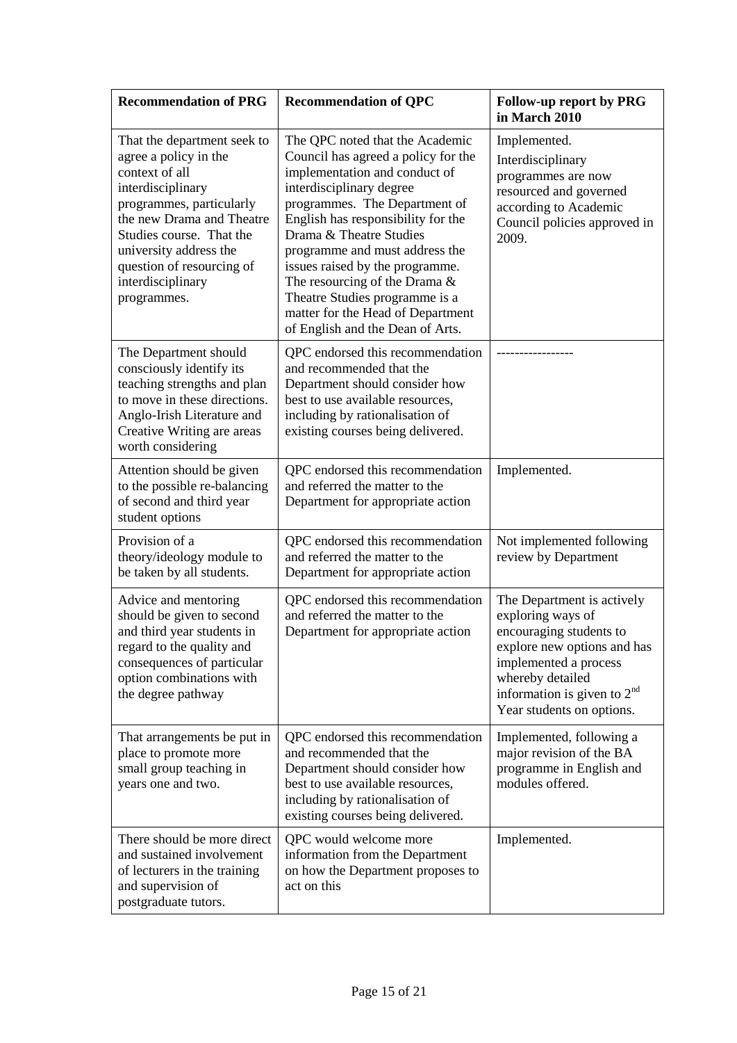| Recommendation of PRG | Recommendation of QPC | Follow-up report by PRG in March 2010 |
|---|---|---|
| That the department seek to agree a policy in the context of all interdisciplinary programmes, particularly the new Drama and Theatre Studies course. That the university address the question of resourcing of interdisciplinary programmes. | The QPC noted that the Academic Council has agreed a policy for the implementation and conduct of interdisciplinary degree programmes. The Department of English has responsibility for the Drama & Theatre Studies programme and must address the issues raised by the programme. The resourcing of the Drama & Theatre Studies programme is a matter for the Head of Department of English and the Dean of Arts. | Implemented. Interdisciplinary programmes are now resourced and governed according to Academic Council policies approved in 2009. |
| The Department should consciously identify its teaching strengths and plan to move in these directions. Anglo-Irish Literature and Creative Writing are areas worth considering | QPC endorsed this recommendation and recommended that the Department should consider how best to use available resources, including by rationalisation of existing courses being delivered. | ---------------- |
| Attention should be given to the possible re-balancing of second and third year student options | QPC endorsed this recommendation and referred the matter to the Department for appropriate action | Implemented. |
| Provision of a theory/ideology module to be taken by all students. | QPC endorsed this recommendation and referred the matter to the Department for appropriate action | Not implemented following review by Department |
| Advice and mentoring should be given to second and third year students in regard to the quality and consequences of particular option combinations with the degree pathway | QPC endorsed this recommendation and referred the matter to the Department for appropriate action | The Department is actively exploring ways of encouraging students to explore new options and has implemented a process whereby detailed information is given to 2nd Year students on options. |
| That arrangements be put in place to promote more small group teaching in years one and two. | QPC endorsed this recommendation and recommended that the Department should consider how best to use available resources, including by rationalisation of existing courses being delivered. | Implemented, following a major revision of the BA programme in English and modules offered. |
| There should be more direct and sustained involvement of lecturers in the training and supervision of postgraduate tutors. | QPC would welcome more information from the Department on how the Department proposes to act on this | Implemented. |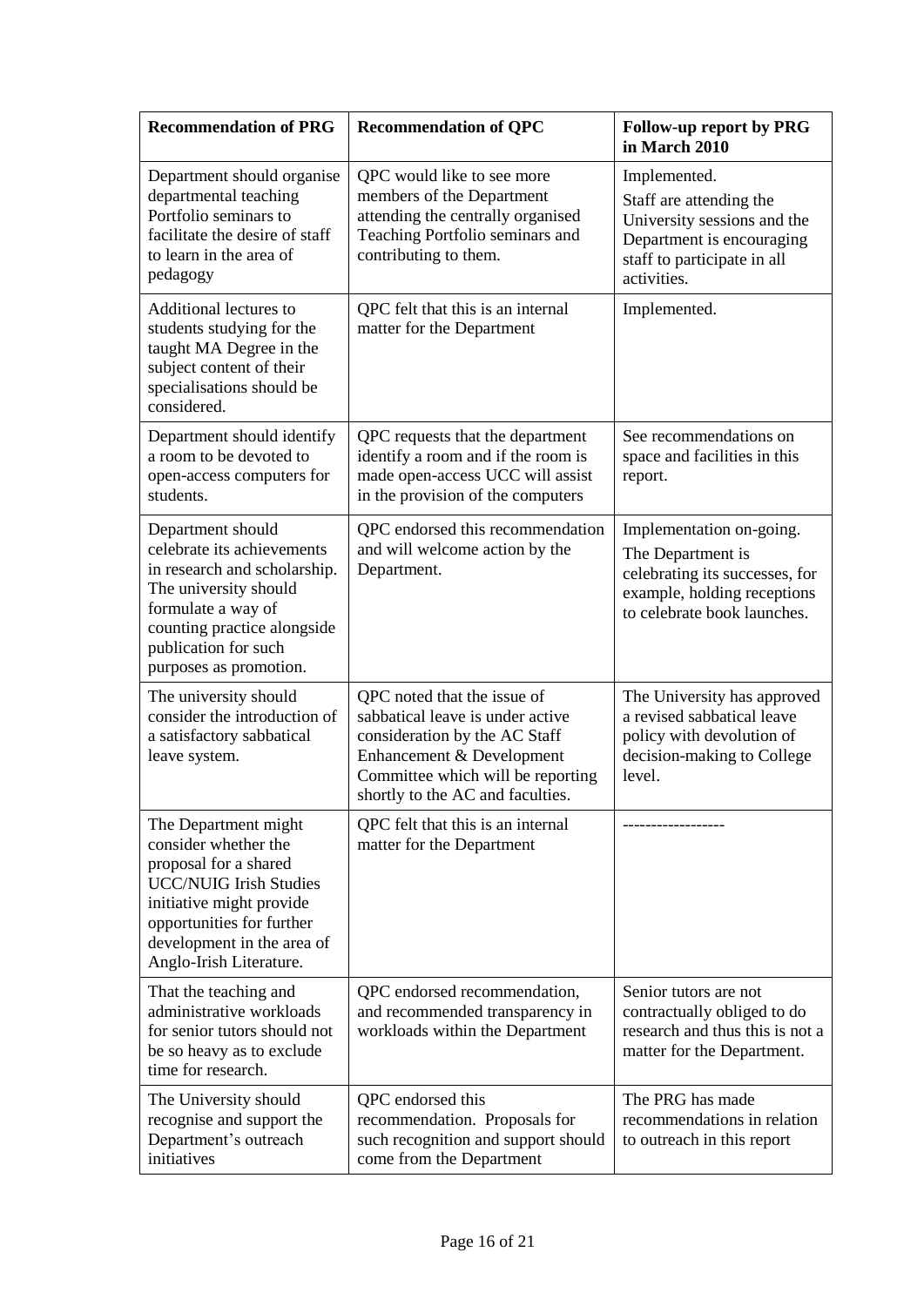| **Recommendation of PRG** | **Recommendation of QPC** | **Follow-up report by PRG in March 2010** |
|---|---|---|
| Department should organise departmental teaching Portfolio seminars to facilitate the desire of staff to learn in the area of pedagogy | QPC would like to see more members of the Department attending the centrally organised Teaching Portfolio seminars and contributing to them. | Implemented. Staff are attending the University sessions and the Department is encouraging staff to participate in all activities. |
| Additional lectures to students studying for the taught MA Degree in the subject content of their specialisations should be considered. | QPC felt that this is an internal matter for the Department | Implemented. |
| Department should identify a room to be devoted to open-access computers for students. | QPC requests that the department identify a room and if the room is made open-access UCC will assist in the provision of the computers | See recommendations on space and facilities in this report. |
| Department should celebrate its achievements in research and scholarship. The university should formulate a way of counting practice alongside publication for such purposes as promotion. | QPC endorsed this recommendation and will welcome action by the Department. | Implementation on-going. The Department is celebrating its successes, for example, holding receptions to celebrate book launches. |
| The university should consider the introduction of a satisfactory sabbatical leave system. | QPC noted that the issue of sabbatical leave is under active consideration by the AC Staff Enhancement & Development Committee which will be reporting shortly to the AC and faculties. | The University has approved a revised sabbatical leave policy with devolution of decision-making to College level. |
| The Department might consider whether the proposal for a shared UCC/NUIG Irish Studies initiative might provide opportunities for further development in the area of Anglo-Irish Literature. | QPC felt that this is an internal matter for the Department | ----------------- |
| That the teaching and administrative workloads for senior tutors should not be so heavy as to exclude time for research. | QPC endorsed recommendation, and recommended transparency in workloads within the Department | Senior tutors are not contractually obliged to do research and thus this is not a matter for the Department. |
| The University should recognise and support the Department's outreach initiatives | QPC endorsed this recommendation. Proposals for such recognition and support should come from the Department | The PRG has made recommendations in relation to outreach in this report |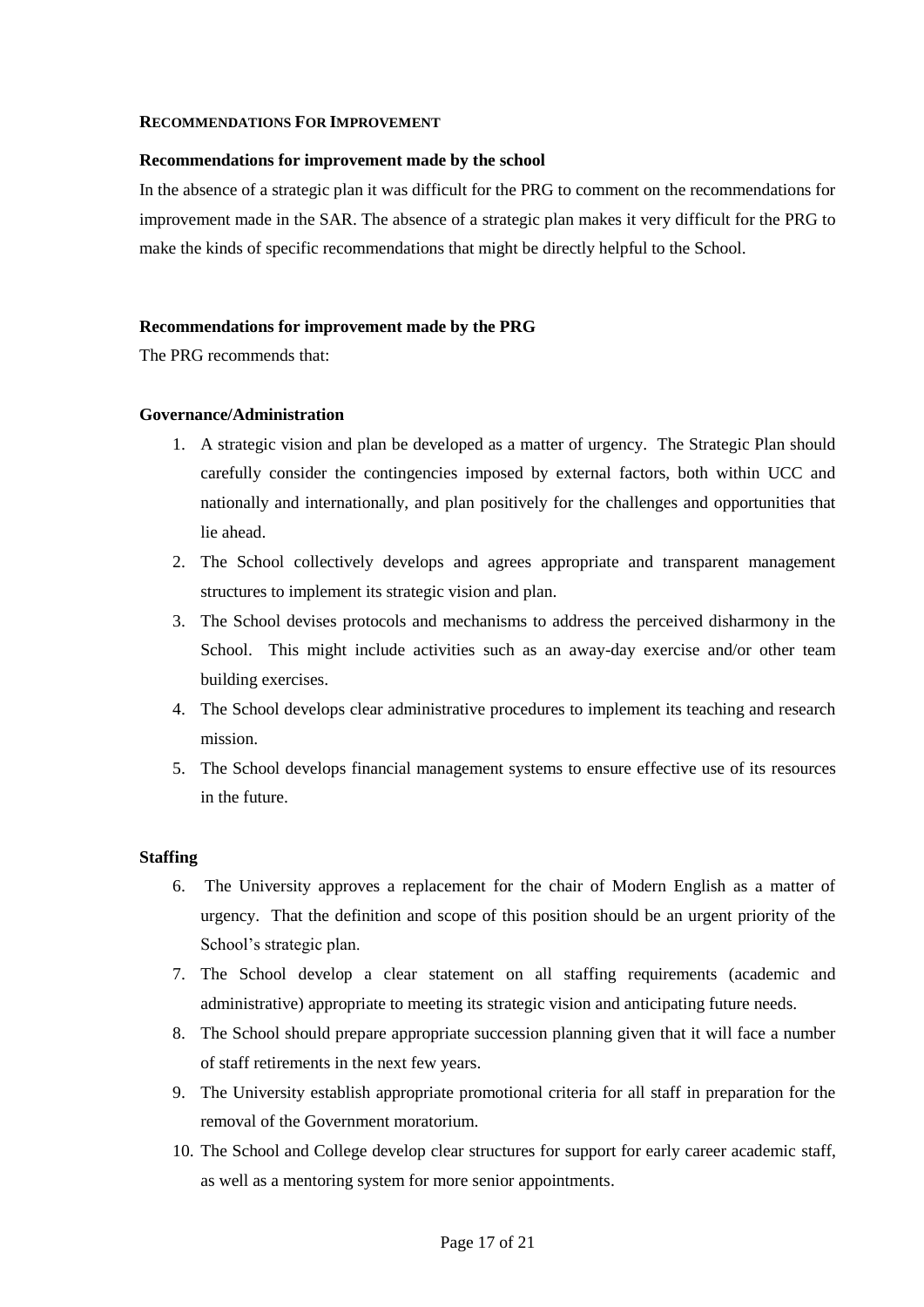## RECOMMENDATIONS FOR IMPROVEMENT

### Recommendations for improvement made by the school

In the absence of a strategic plan it was difficult for the PRG to comment on the recommendations for improvement made in the SAR. The absence of a strategic plan makes it very difficult for the PRG to make the kinds of specific recommendations that might be directly helpful to the School.

### Recommendations for improvement made by the PRG

The PRG recommends that:

#### Governance/Administration

1. A strategic vision and plan be developed as a matter of urgency. The Strategic Plan should carefully consider the contingencies imposed by external factors, both within UCC and nationally and internationally, and plan positively for the challenges and opportunities that lie ahead.
2. The School collectively develops and agrees appropriate and transparent management structures to implement its strategic vision and plan.
3. The School devises protocols and mechanisms to address the perceived disharmony in the School. This might include activities such as an away-day exercise and/or other team building exercises.
4. The School develops clear administrative procedures to implement its teaching and research mission.
5. The School develops financial management systems to ensure effective use of its resources in the future.

#### Staffing

6. The University approves a replacement for the chair of Modern English as a matter of urgency. That the definition and scope of this position should be an urgent priority of the School's strategic plan.
7. The School develop a clear statement on all staffing requirements (academic and administrative) appropriate to meeting its strategic vision and anticipating future needs.
8. The School should prepare appropriate succession planning given that it will face a number of staff retirements in the next few years.
9. The University establish appropriate promotional criteria for all staff in preparation for the removal of the Government moratorium.
10. The School and College develop clear structures for support for early career academic staff, as well as a mentoring system for more senior appointments.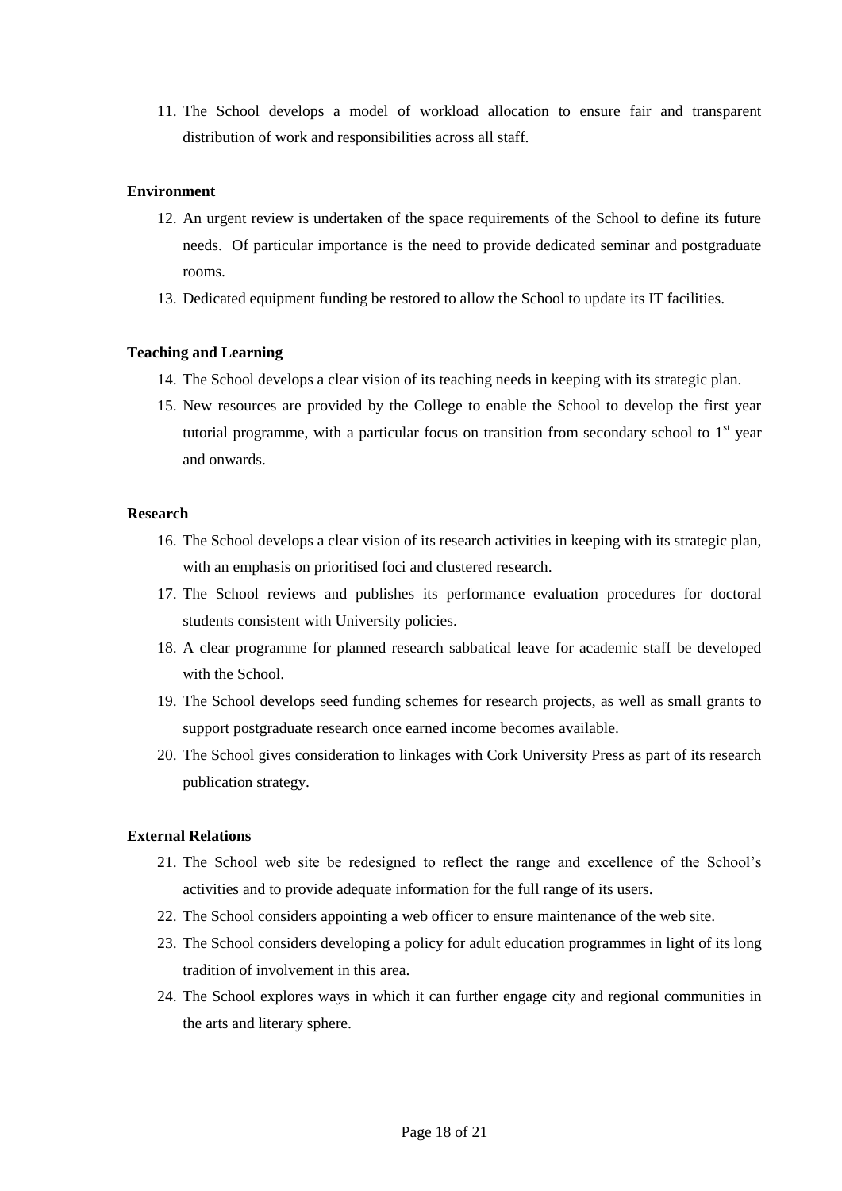11. The School develops a model of workload allocation to ensure fair and transparent distribution of work and responsibilities across all staff.

**Environment**

12. An urgent review is undertaken of the space requirements of the School to define its future needs. Of particular importance is the need to provide dedicated seminar and postgraduate rooms.
13. Dedicated equipment funding be restored to allow the School to update its IT facilities.

**Teaching and Learning**

14. The School develops a clear vision of its teaching needs in keeping with its strategic plan.
15. New resources are provided by the College to enable the School to develop the first year tutorial programme, with a particular focus on transition from secondary school to 1st year and onwards.

**Research**

16. The School develops a clear vision of its research activities in keeping with its strategic plan, with an emphasis on prioritised foci and clustered research.
17. The School reviews and publishes its performance evaluation procedures for doctoral students consistent with University policies.
18. A clear programme for planned research sabbatical leave for academic staff be developed with the School.
19. The School develops seed funding schemes for research projects, as well as small grants to support postgraduate research once earned income becomes available.
20. The School gives consideration to linkages with Cork University Press as part of its research publication strategy.

**External Relations**

21. The School web site be redesigned to reflect the range and excellence of the School's activities and to provide adequate information for the full range of its users.
22. The School considers appointing a web officer to ensure maintenance of the web site.
23. The School considers developing a policy for adult education programmes in light of its long tradition of involvement in this area.
24. The School explores ways in which it can further engage city and regional communities in the arts and literary sphere.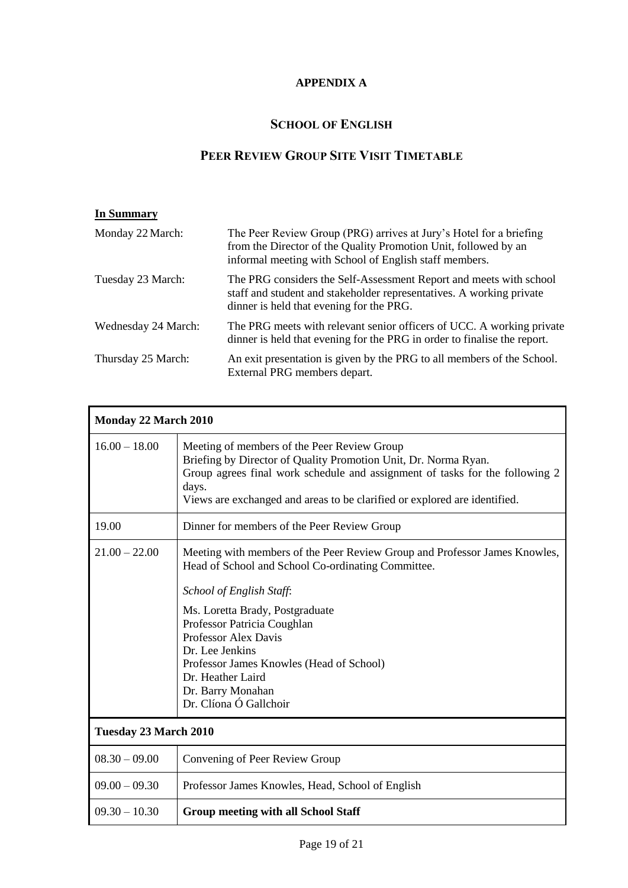**APPENDIX A**

## SCHOOL OF ENGLISH

## PEER REVIEW GROUP SITE VISIT TIMETABLE

**In Summary**

| | |
|---|---|
| Monday 22 March: | The Peer Review Group (PRG) arrives at Jury's Hotel for a briefing from the Director of the Quality Promotion Unit, followed by an informal meeting with School of English staff members. |
| Tuesday 23 March: | The PRG considers the Self-Assessment Report and meets with school staff and student and stakeholder representatives. A working private dinner is held that evening for the PRG. |
| Wednesday 24 March: | The PRG meets with relevant senior officers of UCC. A working private dinner is held that evening for the PRG in order to finalise the report. |
| Thursday 25 March: | An exit presentation is given by the PRG to all members of the School. External PRG members depart. |

| **Monday 22 March 2010** | |
|---|---|
| 16.00 – 18.00 | Meeting of members of the Peer Review Group<br>Briefing by Director of Quality Promotion Unit, Dr. Norma Ryan.<br>Group agrees final work schedule and assignment of tasks for the following 2 days.<br>Views are exchanged and areas to be clarified or explored are identified. |
| 19.00 | Dinner for members of the Peer Review Group |
| 21.00 – 22.00 | Meeting with members of the Peer Review Group and Professor James Knowles, Head of School and School Co-ordinating Committee.<br><br>*School of English Staff*:<br><br>Ms. Loretta Brady, Postgraduate<br>Professor Patricia Coughlan<br>Professor Alex Davis<br>Dr. Lee Jenkins<br>Professor James Knowles (Head of School)<br>Dr. Heather Laird<br>Dr. Barry Monahan<br>Dr. Clíona Ó Gallchoir |
| **Tuesday 23 March 2010** | |
| 08.30 – 09.00 | Convening of Peer Review Group |
| 09.00 – 09.30 | Professor James Knowles, Head, School of English |
| 09.30 – 10.30 | **Group meeting with all School Staff** |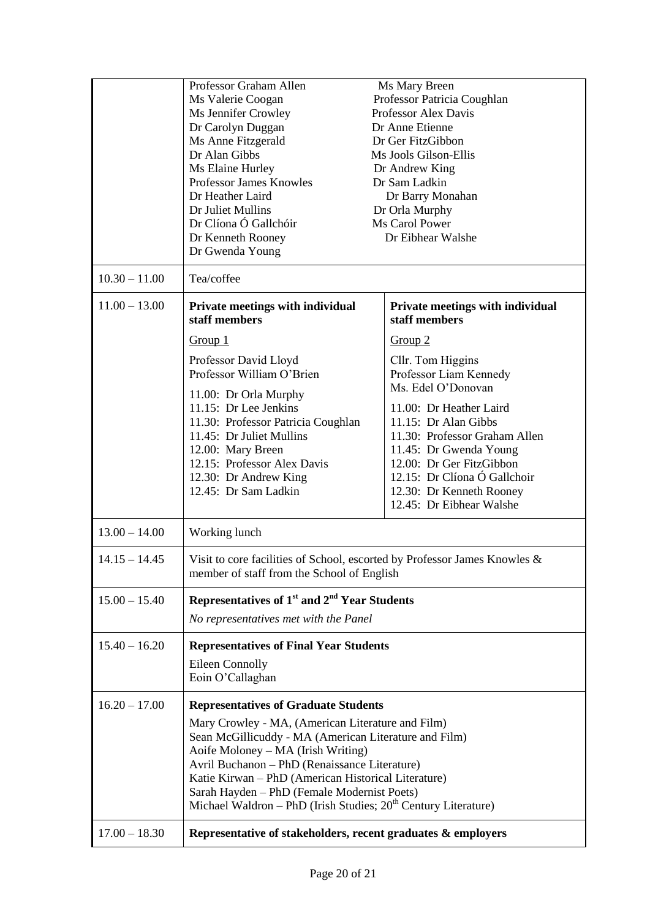| | | |
|---|---|---|
| | Professor Graham Allen<br>Ms Valerie Coogan<br>Ms Jennifer Crowley<br>Dr Carolyn Duggan<br>Ms Anne Fitzgerald<br>Dr Alan Gibbs<br>Ms Elaine Hurley<br>Professor James Knowles<br>Dr Heather Laird<br>Dr Juliet Mullins<br>Dr Clíona Ó Gallchóir<br>Dr Kenneth Rooney<br>Dr Gwenda Young | Ms Mary Breen<br>Professor Patricia Coughlan<br>Professor Alex Davis<br>Dr Anne Etienne<br>Dr Ger FitzGibbon<br>Ms Jools Gilson-Ellis<br>Dr Andrew King<br>Dr Sam Ladkin<br>Dr Barry Monahan<br>Dr Orla Murphy<br>Ms Carol Power<br>Dr Eibhear Walshe |
| 10.30 – 11.00 | Tea/coffee | |
| 11.00 – 13.00 | **Private meetings with individual staff members**<br><br>Group 1<br><br>Professor David Lloyd<br>Professor William O'Brien<br><br>11.00: Dr Orla Murphy<br>11.15: Dr Lee Jenkins<br>11.30: Professor Patricia Coughlan<br>11.45: Dr Juliet Mullins<br>12.00: Mary Breen<br>12.15: Professor Alex Davis<br>12.30: Dr Andrew King<br>12.45: Dr Sam Ladkin | **Private meetings with individual staff members**<br><br>Group 2<br><br>Cllr. Tom Higgins<br>Professor Liam Kennedy<br>Ms. Edel O'Donovan<br><br>11.00: Dr Heather Laird<br>11.15: Dr Alan Gibbs<br>11.30: Professor Graham Allen<br>11.45: Dr Gwenda Young<br>12.00: Dr Ger FitzGibbon<br>12.15: Dr Clíona Ó Gallchoir<br>12.30: Dr Kenneth Rooney<br>12.45: Dr Eibhear Walshe |
| 13.00 – 14.00 | Working lunch | |
| 14.15 – 14.45 | Visit to core facilities of School, escorted by Professor James Knowles & member of staff from the School of English | |
| 15.00 – 15.40 | **Representatives of 1st and 2nd Year Students**<br><br>*No representatives met with the Panel* | |
| 15.40 – 16.20 | **Representatives of Final Year Students**<br><br>Eileen Connolly<br>Eoin O'Callaghan | |
| 16.20 – 17.00 | **Representatives of Graduate Students**<br><br>Mary Crowley - MA, (American Literature and Film)<br>Sean McGillicuddy - MA (American Literature and Film)<br>Aoife Moloney – MA (Irish Writing)<br>Avril Buchanon – PhD (Renaissance Literature)<br>Katie Kirwan – PhD (American Historical Literature)<br>Sarah Hayden – PhD (Female Modernist Poets)<br>Michael Waldron – PhD (Irish Studies; 20th Century Literature) | |
| 17.00 – 18.30 | **Representative of stakeholders, recent graduates & employers** | |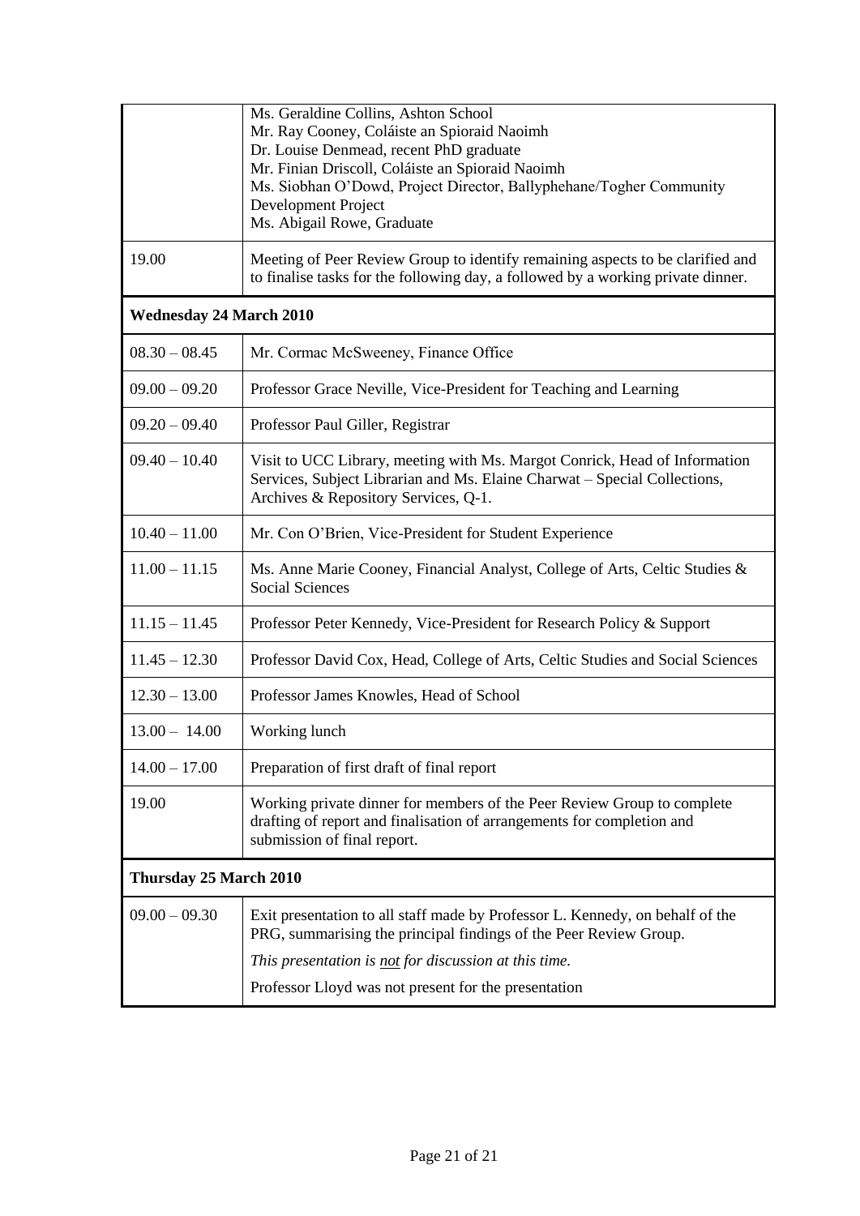| | |
|---|---|
| | Ms. Geraldine Collins, Ashton School<br>Mr. Ray Cooney, Coláiste an Spioraid Naoimh<br>Dr. Louise Denmead, recent PhD graduate<br>Mr. Finian Driscoll, Coláiste an Spioraid Naoimh<br>Ms. Siobhan O'Dowd, Project Director, Ballyphehane/Togher Community Development Project<br>Ms. Abigail Rowe, Graduate |
| 19.00 | Meeting of Peer Review Group to identify remaining aspects to be clarified and to finalise tasks for the following day, a followed by a working private dinner. |
| **Wednesday 24 March 2010** | |
| 08.30 – 08.45 | Mr. Cormac McSweeney, Finance Office |
| 09.00 – 09.20 | Professor Grace Neville, Vice-President for Teaching and Learning |
| 09.20 – 09.40 | Professor Paul Giller, Registrar |
| 09.40 – 10.40 | Visit to UCC Library, meeting with Ms. Margot Conrick, Head of Information Services, Subject Librarian and Ms. Elaine Charwat – Special Collections, Archives & Repository Services, Q-1. |
| 10.40 – 11.00 | Mr. Con O'Brien, Vice-President for Student Experience |
| 11.00 – 11.15 | Ms. Anne Marie Cooney, Financial Analyst, College of Arts, Celtic Studies & Social Sciences |
| 11.15 – 11.45 | Professor Peter Kennedy, Vice-President for Research Policy & Support |
| 11.45 – 12.30 | Professor David Cox, Head, College of Arts, Celtic Studies and Social Sciences |
| 12.30 – 13.00 | Professor James Knowles, Head of School |
| 13.00 – 14.00 | Working lunch |
| 14.00 – 17.00 | Preparation of first draft of final report |
| 19.00 | Working private dinner for members of the Peer Review Group to complete drafting of report and finalisation of arrangements for completion and submission of final report. |
| **Thursday 25 March 2010** | |
| 09.00 – 09.30 | Exit presentation to all staff made by Professor L. Kennedy, on behalf of the PRG, summarising the principal findings of the Peer Review Group.<br>*This presentation is not for discussion at this time.*<br>Professor Lloyd was not present for the presentation |